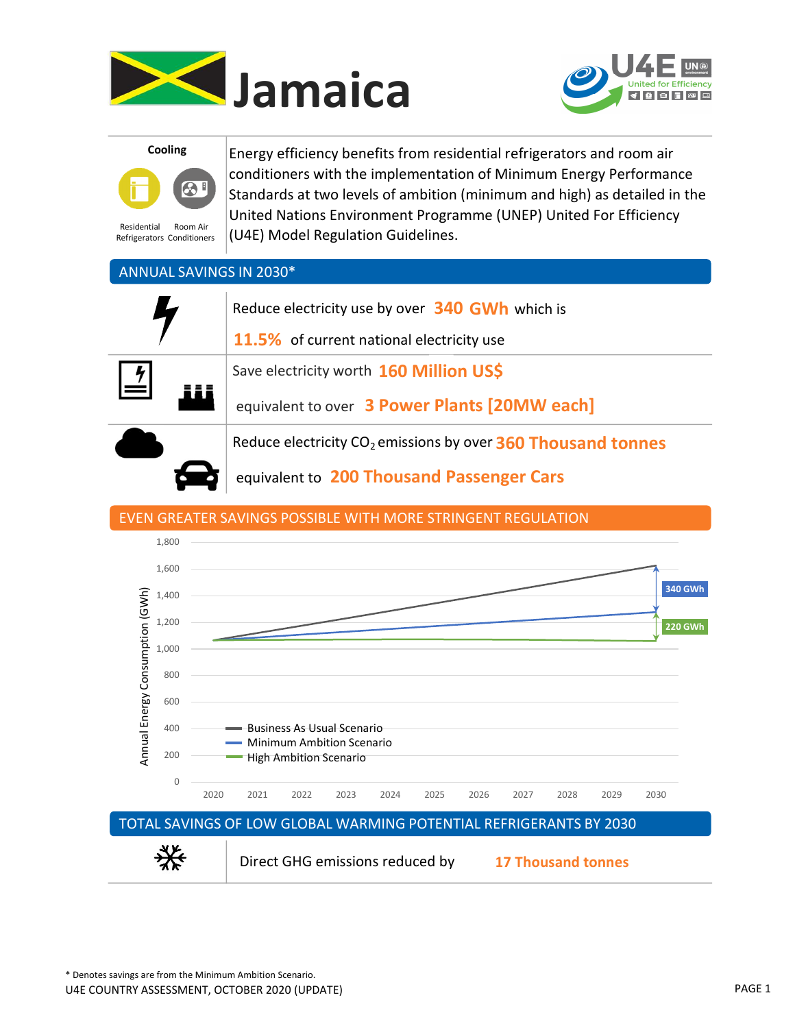# Jamaica

**Cooling**

Residential Refrigerators | Room Air Conditioners

Energy efficiency benefits from residential refrigerators and room air conditioners with the implementation of Minimum Energy Performance Standards at two levels of ambition (minimum and high) as detailed in the United Nations Environment Programme (UNEP) United For Efficiency (U4E) Model Regulation Guidelines.

## ANNUAL SAVINGS IN 2030*

Reduce electricity use by over **340 GWh** which is **11.5%** of current national electricity use

Save electricity worth **160 Million US$** equivalent to over **3 Power Plants [20MW each]**

Reduce electricity $CO_2$ emissions by over **360 Thousand tonnes** equivalent to **200 Thousand Passenger Cars**

## EVEN GREATER SAVINGS POSSIBLE WITH MORE STRINGENT REGULATION

Annual Energy Consumption (GWh), 2020–2030

- Business As Usual Scenario
- Minimum Ambition Scenario
- High Ambition Scenario

340 GWh
220 GWh

## TOTAL SAVINGS OF LOW GLOBAL WARMING POTENTIAL REFRIGERANTS BY 2030

Direct GHG emissions reduced by **17 Thousand tonnes**

\* Denotes savings are from the Minimum Ambition Scenario.

U4E COUNTRY ASSESSMENT, OCTOBER 2020 (UPDATE)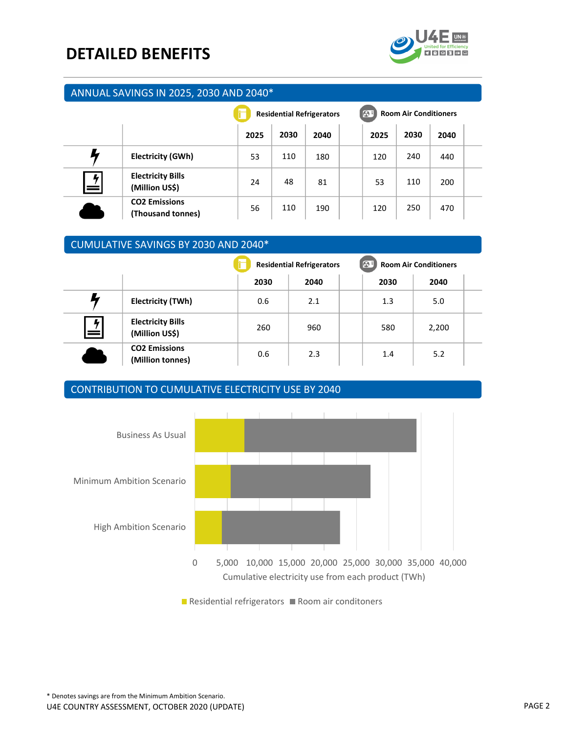# DETAILED BENEFITS

## ANNUAL SAVINGS IN 2025, 2030 AND 2040*

| | Residential Refrigerators | | | Room Air Conditioners | | |
|---|---|---|---|---|---|---|
| | 2025 | 2030 | 2040 | 2025 | 2030 | 2040 |
| **Electricity (GWh)** | 53 | 110 | 180 | 120 | 240 | 440 |
| **Electricity Bills (Million US$)** | 24 | 48 | 81 | 53 | 110 | 200 |
| **CO2 Emissions (Thousand tonnes)** | 56 | 110 | 190 | 120 | 250 | 470 |

## CUMULATIVE SAVINGS BY 2030 AND 2040*

| | Residential Refrigerators | | Room Air Conditioners | |
|---|---|---|---|---|
| | 2030 | 2040 | 2030 | 2040 |
| **Electricity (TWh)** | 0.6 | 2.1 | 1.3 | 5.0 |
| **Electricity Bills (Million US$)** | 260 | 960 | 580 | 2,200 |
| **CO2 Emissions (Million tonnes)** | 0.6 | 2.3 | 1.4 | 5.2 |

## CONTRIBUTION TO CUMULATIVE ELECTRICITY USE BY 2040

Categories: Business As Usual, Minimum Ambition Scenario, High Ambition Scenario

Cumulative electricity use from each product (TWh)

Residential refrigerators / Room air conditoners

\* Denotes savings are from the Minimum Ambition Scenario.

U4E COUNTRY ASSESSMENT, OCTOBER 2020 (UPDATE)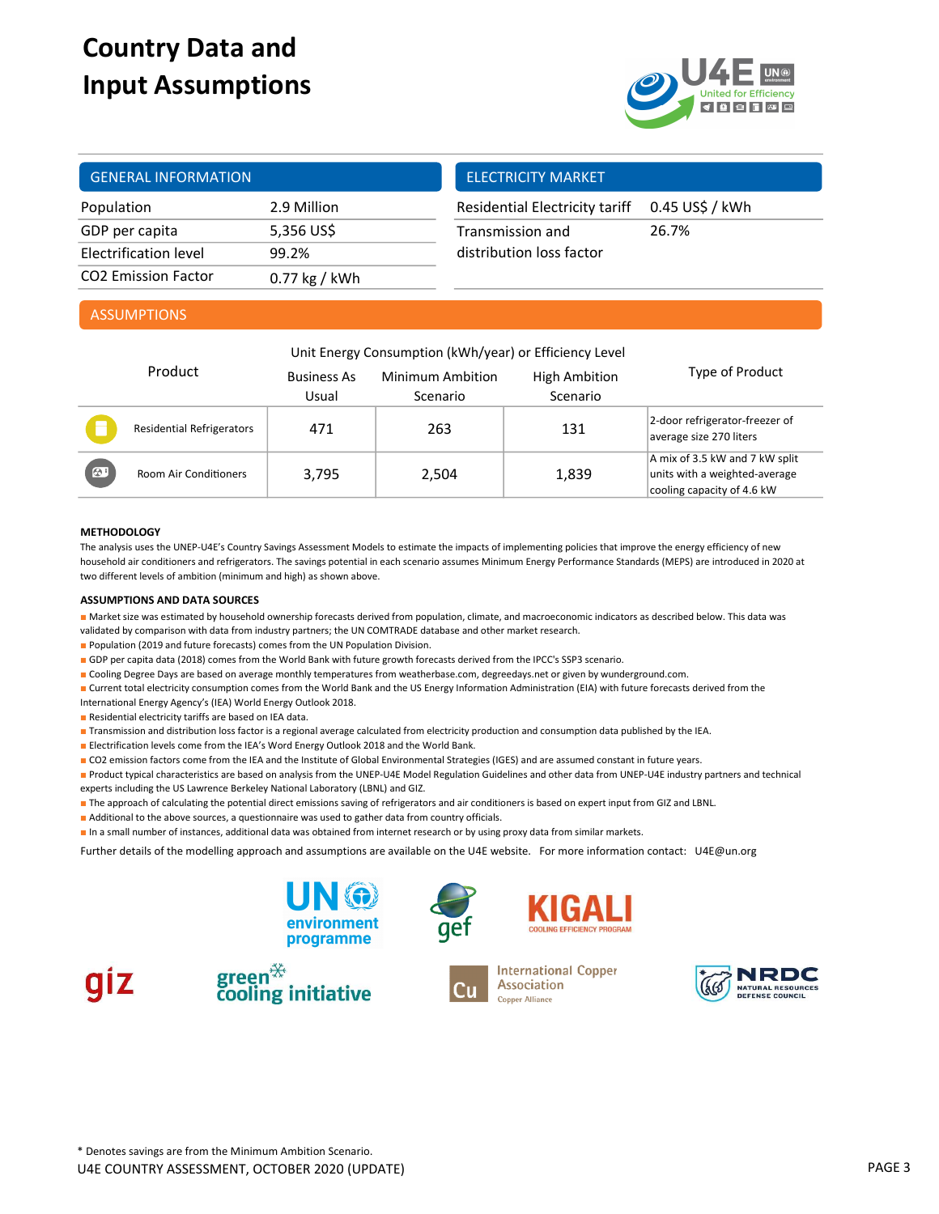# Country Data and Input Assumptions

## GENERAL INFORMATION

| | |
|---|---|
| Population | 2.9 Million |
| GDP per capita | 5,356 US$ |
| Electrification level | 99.2% |
| CO2 Emission Factor | 0.77 kg / kWh |

## ELECTRICITY MARKET

| | |
|---|---|
| Residential Electricity tariff | 0.45 US$ / kWh |
| Transmission and distribution loss factor | 26.7% |

## ASSUMPTIONS

| Product | Unit Energy Consumption (kWh/year) or Efficiency Level | | | Type of Product |
|---|---|---|---|---|
| | Business As Usual | Minimum Ambition Scenario | High Ambition Scenario | |
| Residential Refrigerators | 471 | 263 | 131 | 2-door refrigerator-freezer of average size 270 liters |
| Room Air Conditioners | 3,795 | 2,504 | 1,839 | A mix of 3.5 kW and 7 kW split units with a weighted-average cooling capacity of 4.6 kW |

**METHODOLOGY**

The analysis uses the UNEP-U4E's Country Savings Assessment Models to estimate the impacts of implementing policies that improve the energy efficiency of new household air conditioners and refrigerators. The savings potential in each scenario assumes Minimum Energy Performance Standards (MEPS) are introduced in 2020 at two different levels of ambition (minimum and high) as shown above.

**ASSUMPTIONS AND DATA SOURCES**

- Market size was estimated by household ownership forecasts derived from population, climate, and macroeconomic indicators as described below. This data was validated by comparison with data from industry partners; the UN COMTRADE database and other market research.
- Population (2019 and future forecasts) comes from the UN Population Division.
- GDP per capita data (2018) comes from the World Bank with future growth forecasts derived from the IPCC's SSP3 scenario.
- Cooling Degree Days are based on average monthly temperatures from weatherbase.com, degreedays.net or given by wunderground.com.
- Current total electricity consumption comes from the World Bank and the US Energy Information Administration (EIA) with future forecasts derived from the International Energy Agency's (IEA) World Energy Outlook 2018.
- Residential electricity tariffs are based on IEA data.
- Transmission and distribution loss factor is a regional average calculated from electricity production and consumption data published by the IEA.
- Electrification levels come from the IEA's Word Energy Outlook 2018 and the World Bank.
- CO2 emission factors come from the IEA and the Institute of Global Environmental Strategies (IGES) and are assumed constant in future years.
- Product typical characteristics are based on analysis from the UNEP-U4E Model Regulation Guidelines and other data from UNEP-U4E industry partners and technical experts including the US Lawrence Berkeley National Laboratory (LBNL) and GIZ.
- The approach of calculating the potential direct emissions saving of refrigerators and air conditioners is based on expert input from GIZ and LBNL.
- Additional to the above sources, a questionnaire was used to gather data from country officials.
- In a small number of instances, additional data was obtained from internet research or by using proxy data from similar markets.

Further details of the modelling approach and assumptions are available on the U4E website. For more information contact: U4E@un.org

* Denotes savings are from the Minimum Ambition Scenario.